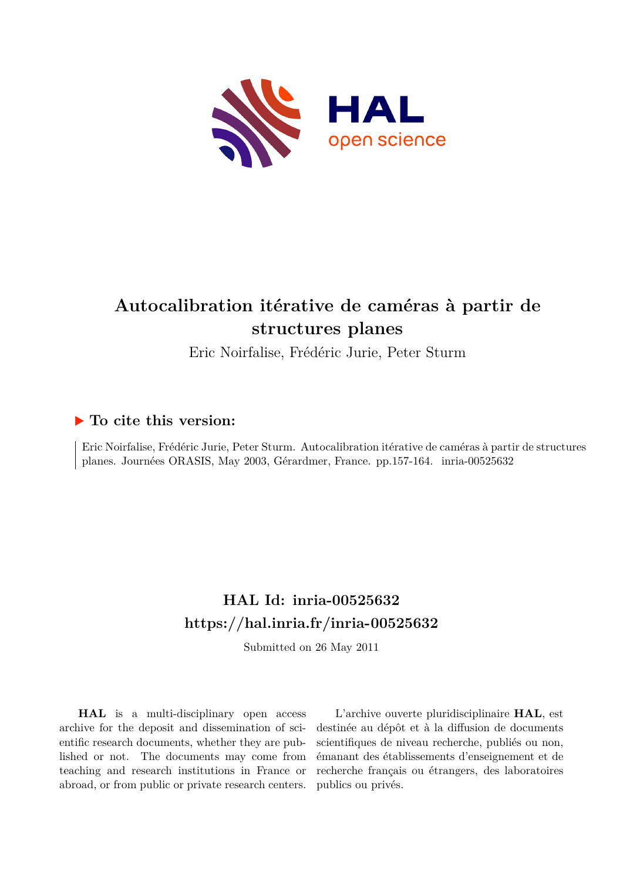# Autocalibration itérative de caméras à partir de structures planes

Eric Noirfalise, Frédéric Jurie, Peter Sturm

## ▶ To cite this version:

Eric Noirfalise, Frédéric Jurie, Peter Sturm. Autocalibration itérative de caméras à partir de structures planes. Journées ORASIS, May 2003, Gérardmer, France. pp.157-164. inria-00525632

## HAL Id: inria-00525632
## https://hal.inria.fr/inria-00525632

Submitted on 26 May 2011

**HAL** is a multi-disciplinary open access archive for the deposit and dissemination of scientific research documents, whether they are published or not. The documents may come from teaching and research institutions in France or abroad, or from public or private research centers.

L'archive ouverte pluridisciplinaire **HAL**, est destinée au dépôt et à la diffusion de documents scientifiques de niveau recherche, publiés ou non, émanant des établissements d'enseignement et de recherche français ou étrangers, des laboratoires publics ou privés.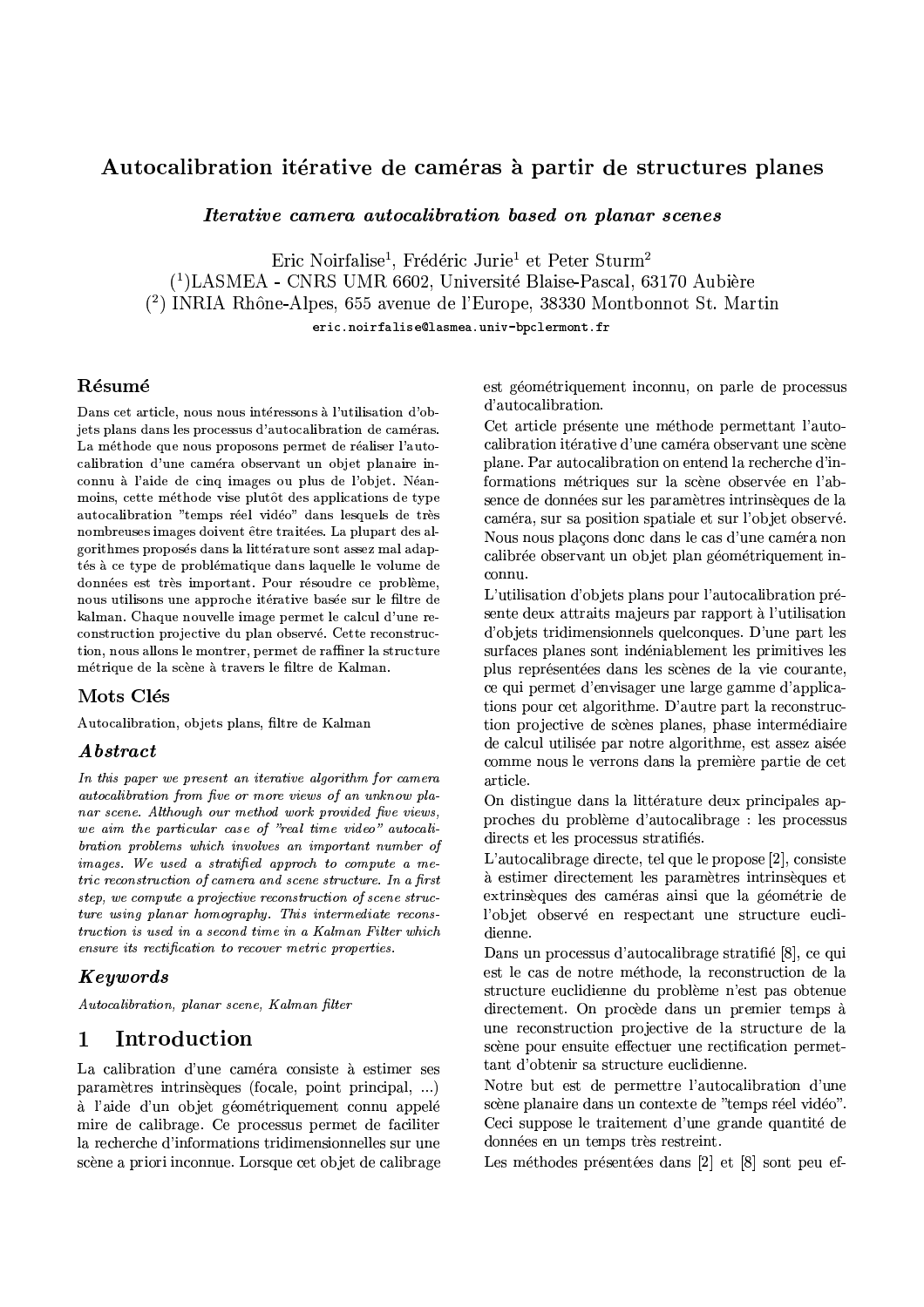# Autocalibration itérative de caméras à partir de structures planes

***Iterative camera autocalibration based on planar scenes***

Eric Noirfalise[1], Frédéric Jurie[1] et Peter Sturm[2]

([1])LASMEA - CNRS UMR 6602, Université Blaise-Pascal, 63170 Aubière

([2]) INRIA Rhône-Alpes, 655 avenue de l'Europe, 38330 Montbonnot St. Martin

eric.noirfalise@lasmea.univ-bpclermont.fr

## Résumé

Dans cet article, nous nous intéressons à l'utilisation d'objets plans dans les processus d'autocalibration de caméras. La méthode que nous proposons permet de réaliser l'autocalibration d'une caméra observant un objet planaire inconnu à l'aide de cinq images ou plus de l'objet. Néanmoins, cette méthode vise plutôt des applications de type autocalibration "temps réel vidéo" dans lesquels de très nombreuses images doivent être traitées. La plupart des algorithmes proposés dans la littérature sont assez mal adaptés à ce type de problématique dans laquelle le volume de données est très important. Pour résoudre ce problème, nous utilisons une approche itérative basée sur le filtre de kalman. Chaque nouvelle image permet le calcul d'une reconstruction projective du plan observé. Cette reconstruction, nous allons le montrer, permet de raffiner la structure métrique de la scène à travers le filtre de Kalman.

## Mots Clés

Autocalibration, objets plans, filtre de Kalman

## *Abstract*

*In this paper we present an iterative algorithm for camera autocalibration from five or more views of an unknow planar scene. Although our method work provided five views, we aim the particular case of "real time video" autocalibration problems which involves an important number of images. We used a stratified approch to compute a metric reconstruction of camera and scene structure. In a first step, we compute a projective reconstruction of scene structure using planar homography. This intermediate reconstruction is used in a second time in a Kalman Filter which ensure its rectification to recover metric properties.*

## *Keywords*

*Autocalibration, planar scene, Kalman filter*

# 1 Introduction

La calibration d'une caméra consiste à estimer ses paramètres intrinsèques (focale, point principal, ...) à l'aide d'un objet géométriquement connu appelé mire de calibrage. Ce processus permet de faciliter la recherche d'informations tridimensionnelles sur une scène a priori inconnue. Lorsque cet objet de calibrage est géométriquement inconnu, on parle de processus d'autocalibration.

Cet article présente une méthode permettant l'autocalibration itérative d'une caméra observant une scène plane. Par autocalibration on entend la recherche d'informations métriques sur la scène observée en l'absence de données sur les paramètres intrinsèques de la caméra, sur sa position spatiale et sur l'objet observé. Nous nous plaçons donc dans le cas d'une caméra non calibrée observant un objet plan géométriquement inconnu.

L'utilisation d'objets plans pour l'autocalibration présente deux attraits majeurs par rapport à l'utilisation d'objets tridimensionnels quelconques. D'une part les surfaces planes sont indéniablement les primitives les plus représentées dans les scènes de la vie courante, ce qui permet d'envisager une large gamme d'applications pour cet algorithme. D'autre part la reconstruction projective de scènes planes, phase intermédiaire de calcul utilisée par notre algorithme, est assez aisée comme nous le verrons dans la première partie de cet article.

On distingue dans la littérature deux principales approches du problème d'autocalibrage : les processus directs et les processus stratifiés.

L'autocalibrage directe, tel que le propose [2], consiste à estimer directement les paramètres intrinsèques et extrinsèques des caméras ainsi que la géométrie de l'objet observé en respectant une structure euclidienne.

Dans un processus d'autocalibrage stratifié [8], ce qui est le cas de notre méthode, la reconstruction de la structure euclidienne du problème n'est pas obtenue directement. On procède dans un premier temps à une reconstruction projective de la structure de la scène pour ensuite effectuer une rectification permettant d'obtenir sa structure euclidienne.

Notre but est de permettre l'autocalibration d'une scène planaire dans un contexte de "temps réel vidéo". Ceci suppose le traitement d'une grande quantité de données en un temps très restreint.

Les méthodes présentées dans [2] et [8] sont peu ef-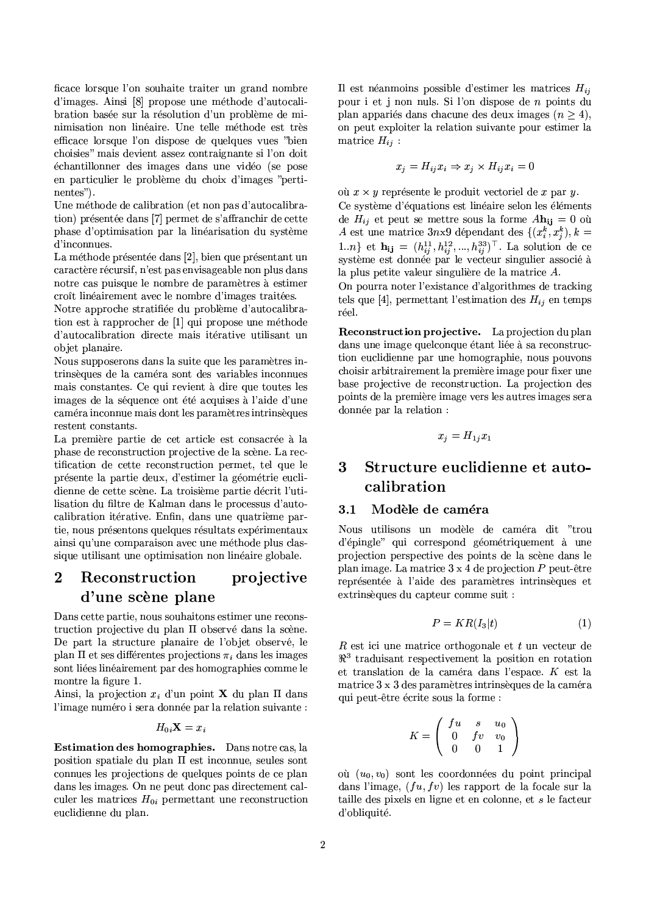ficace lorsque l'on souhaite traiter un grand nombre d'images. Ainsi [8] propose une méthode d'autocalibration basée sur la résolution d'un problème de minimisation non linéaire. Une telle méthode est très efficace lorsque l'on dispose de quelques vues "bien choisies" mais devient assez contraignante si l'on doit échantillonner des images dans une vidéo (se pose en particulier le problème du choix d'images "pertinentes").

Une méthode de calibration (et non pas d'autocalibration) présentée dans [7] permet de s'affranchir de cette phase d'optimisation par la linéarisation du système d'inconnues.

La méthode présentée dans [2], bien que présentant un caractère récursif, n'est pas envisageable non plus dans notre cas puisque le nombre de paramètres à estimer croît linéairement avec le nombre d'images traitées.

Notre approche stratifiée du problème d'autocalibration est à rapprocher de [1] qui propose une méthode d'autocalibration directe mais itérative utilisant un objet planaire.

Nous supposerons dans la suite que les paramètres intrinsèques de la caméra sont des variables inconnues mais constantes. Ce qui revient à dire que toutes les images de la séquence ont été acquises à l'aide d'une caméra inconnue mais dont les paramètres intrinsèques restent constants.

La première partie de cet article est consacrée à la phase de reconstruction projective de la scène. La rectification de cette reconstruction permet, tel que le présente la partie deux, d'estimer la géométrie euclidienne de cette scène. La troisième partie décrit l'utilisation du filtre de Kalman dans le processus d'autocalibration itérative. Enfin, dans une quatrième partie, nous présentons quelques résultats expérimentaux ainsi qu'une comparaison avec une méthode plus classique utilisant une optimisation non linéaire globale.

# 2 Reconstruction projective d'une scène plane

Dans cette partie, nous souhaitons estimer une reconstruction projective du plan $\Pi$ observé dans la scène. De part la structure planaire de l'objet observé, le plan $\Pi$ et ses différentes projections $\pi_i$ dans les images sont liées linéairement par des homographies comme le montre la figure 1.

Ainsi, la projection $x_i$ d'un point $\mathbf{X}$ du plan $\Pi$ dans l'image numéro i sera donnée par la relation suivante :

$$H_{0i}\mathbf{X} = x_i$$

**Estimation des homographies.** Dans notre cas, la position spatiale du plan $\Pi$ est inconnue, seules sont connues les projections de quelques points de ce plan dans les images. On ne peut donc pas directement calculer les matrices $H_{0i}$ permettant une reconstruction euclidienne du plan.

Il est néanmoins possible d'estimer les matrices $H_{ij}$ pour i et j non nuls. Si l'on dispose de $n$ points du plan appariés dans chacune des deux images ($n \geq 4$), on peut exploiter la relation suivante pour estimer la matrice $H_{ij}$ :

$$x_j = H_{ij}x_i \Rightarrow x_j \times H_{ij}x_i = 0$$

où $x \times y$ représente le produit vectoriel de $x$ par $y$.

Ce système d'équations est linéaire selon les éléments de $H_{ij}$ et peut se mettre sous la forme $A\mathbf{h_{ij}} = 0$ où $A$ est une matrice $3n$x9 dépendant des $\{(x_i^k, x_j^k), k = 1..n\}$ et $\mathbf{h_{ij}} = (h_{ij}^{11}, h_{ij}^{12}, ..., h_{ij}^{33})^\top$. La solution de ce système est donnée par le vecteur singulier associé à la plus petite valeur singulière de la matrice $A$.

On pourra noter l'existance d'algorithmes de tracking tels que [4], permettant l'estimation des $H_{ij}$ en temps réel.

**Reconstruction projective.** La projection du plan dans une image quelconque étant liée à sa reconstruction euclidienne par une homographie, nous pouvons choisir arbitrairement la première image pour fixer une base projective de reconstruction. La projection des points de la première image vers les autres images sera donnée par la relation :

$$x_j = H_{1j}x_1$$

# 3 Structure euclidienne et autocalibration

## 3.1 Modèle de caméra

Nous utilisons un modèle de caméra dit "trou d'épingle" qui correspond géométriquement à une projection perspective des points de la scène dans le plan image. La matrice 3 x 4 de projection $P$ peut-être représentée à l'aide des paramètres intrinsèques et extrinsèques du capteur comme suit :

$$P = KR(I_3|t) \tag{1}$$

$R$ est ici une matrice orthogonale et $t$ un vecteur de $\Re^3$ traduisant respectivement la position en rotation et translation de la caméra dans l'espace. $K$ est la matrice 3 x 3 des paramètres intrinsèques de la caméra qui peut-être écrite sous la forme :

$$K = \begin{pmatrix} fu & s & u_0 \\ 0 & fv & v_0 \\ 0 & 0 & 1 \end{pmatrix}$$

où $(u_0, v_0)$ sont les coordonnées du point principal dans l'image, $(fu, fv)$ les rapport de la focale sur la taille des pixels en ligne et en colonne, et $s$ le facteur d'obliquité.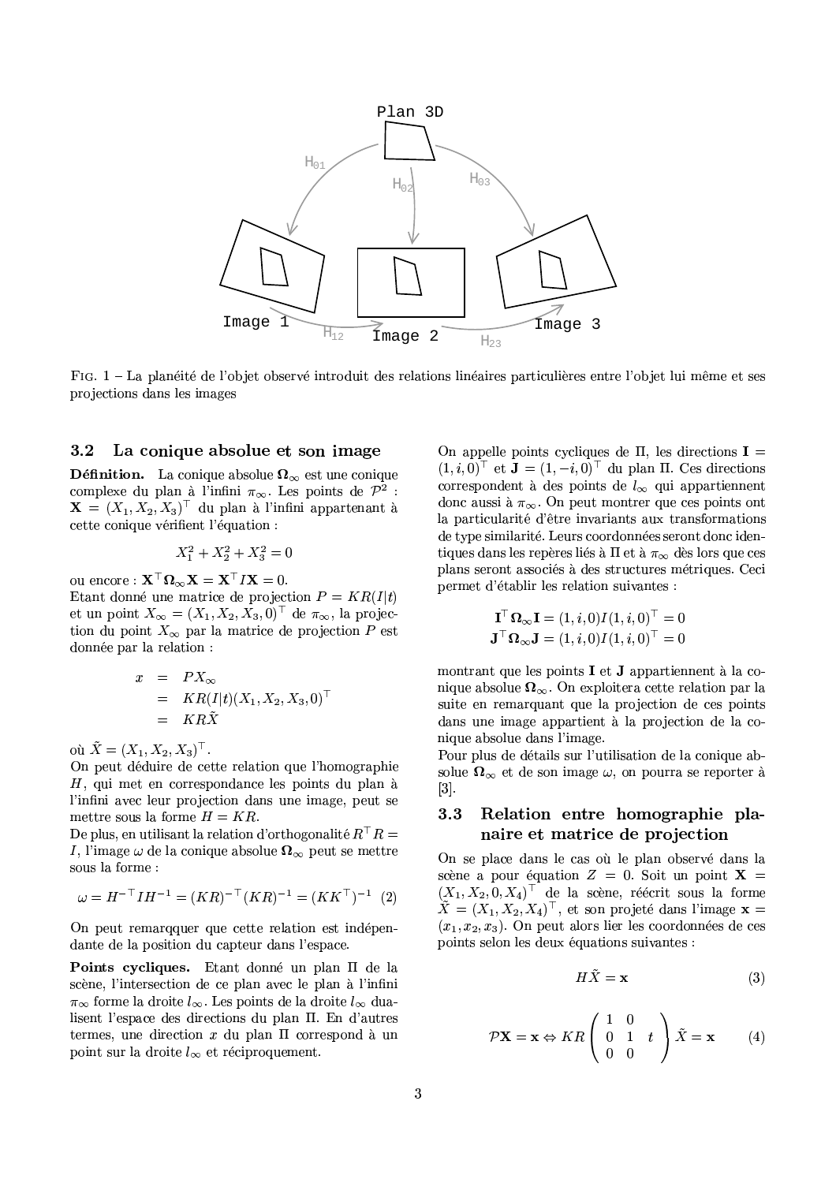FIG. 1 – La planéité de l'objet observé introduit des relations linéaires particulières entre l'objet lui même et ses projections dans les images

### 3.2 La conique absolue et son image

**Définition.** La conique absolue $\mathbf{\Omega}_\infty$ est une conique complexe du plan à l'infini $\pi_\infty$. Les points de $\mathcal{P}^2$ : $\mathbf{X} = (X_1, X_2, X_3)^\top$ du plan à l'infini appartenant à cette conique vérifient l'équation :

$$X_1^2 + X_2^2 + X_3^2 = 0$$

ou encore : $\mathbf{X}^\top \mathbf{\Omega}_\infty \mathbf{X} = \mathbf{X}^\top I \mathbf{X} = 0$.
Etant donné une matrice de projection $P = KR(I|t)$ et un point $X_\infty = (X_1, X_2, X_3, 0)^\top$ de $\pi_\infty$, la projection du point $X_\infty$ par la matrice de projection $P$ est donnée par la relation :

$$\begin{aligned} x &= PX_\infty \\ &= KR(I|t)(X_1, X_2, X_3, 0)^\top \\ &= KR\tilde{X} \end{aligned}$$

où $\tilde{X} = (X_1, X_2, X_3)^\top$.
On peut déduire de cette relation que l'homographie $H$, qui met en correspondance les points du plan à l'infini avec leur projection dans une image, peut se mettre sous la forme $H = KR$.
De plus, en utilisant la relation d'orthogonalité $R^\top R = I$, l'image $\omega$ de la conique absolue $\mathbf{\Omega}_\infty$ peut se mettre sous la forme :

$$\omega = H^{-\top} I H^{-1} = (KR)^{-\top}(KR)^{-1} = (KK^\top)^{-1} \quad (2)$$

On peut remarqquer que cette relation est indépendante de la position du capteur dans l'espace.

**Points cycliques.** Etant donné un plan $\Pi$ de la scène, l'intersection de ce plan avec le plan à l'infini $\pi_\infty$ forme la droite $l_\infty$. Les points de la droite $l_\infty$ dualisent l'espace des directions du plan $\Pi$. En d'autres termes, une direction $x$ du plan $\Pi$ correspond à un point sur la droite $l_\infty$ et réciproquement.

On appelle points cycliques de $\Pi$, les directions $\mathbf{I} = (1, i, 0)^\top$ et $\mathbf{J} = (1, -i, 0)^\top$ du plan $\Pi$. Ces directions correspondent à des points de $l_\infty$ qui appartiennent donc aussi à $\pi_\infty$. On peut montrer que ces points ont la particularité d'être invariants aux transformations de type similarité. Leurs coordonnées seront donc identiques dans les repères liés à $\Pi$ et à $\pi_\infty$ dès lors que ces plans seront associés à des structures métriques. Ceci permet d'établir les relation suivantes :

$$\begin{aligned} \mathbf{I}^\top \mathbf{\Omega}_\infty \mathbf{I} = (1, i, 0) I (1, i, 0)^\top = 0 \\ \mathbf{J}^\top \mathbf{\Omega}_\infty \mathbf{J} = (1, i, 0) I (1, i, 0)^\top = 0 \end{aligned}$$

montrant que les points $\mathbf{I}$ et $\mathbf{J}$ appartiennent à la conique absolue $\mathbf{\Omega}_\infty$. On exploitera cette relation par la suite en remarquant que la projection de ces points dans une image appartient à la projection de la conique absolue dans l'image.
Pour plus de détails sur l'utilisation de la conique absolue $\mathbf{\Omega}_\infty$ et de son image $\omega$, on pourra se reporter à [3].

### 3.3 Relation entre homographie planaire et matrice de projection

On se place dans le cas où le plan observé dans la scène a pour équation $Z = 0$. Soit un point $\mathbf{X} = (X_1, X_2, 0, X_4)^\top$ de la scène, réécrit sous la forme $\tilde{X} = (X_1, X_2, X_4)^\top$, et son projeté dans l'image $\mathbf{x} = (x_1, x_2, x_3)$. On peut alors lier les coordonnées de ces points selon les deux équations suivantes :

$$H\tilde{X} = \mathbf{x} \quad (3)$$

$$\mathcal{P}\mathbf{X} = \mathbf{x} \Leftrightarrow KR \begin{pmatrix} 1 & 0 & \\ 0 & 1 & t \\ 0 & 0 & \end{pmatrix} \tilde{X} = \mathbf{x} \quad (4)$$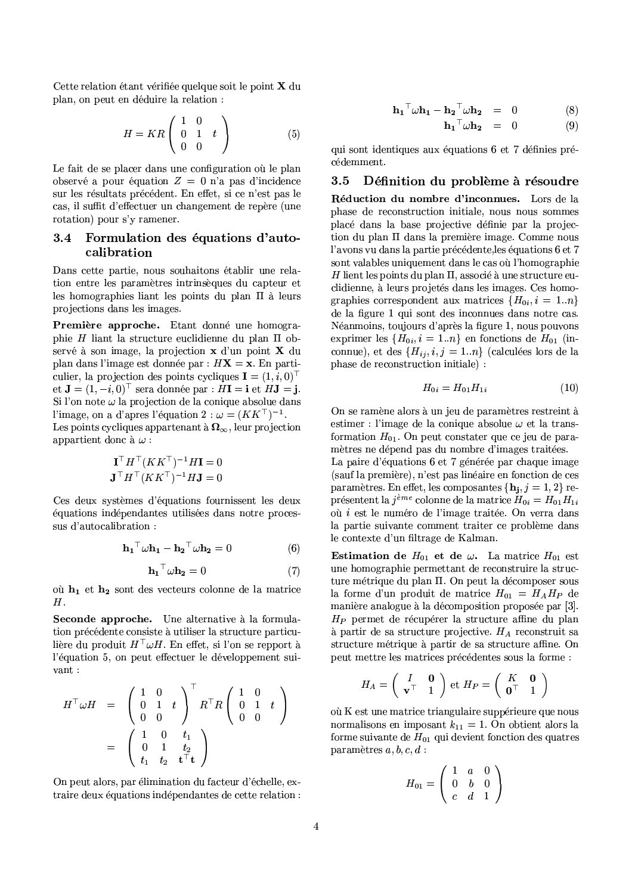Cette relation étant vérifiée quelque soit le point $\mathbf{X}$ du plan, on peut en déduire la relation :

$$H = KR \begin{pmatrix} 1 & 0 & \\ 0 & 1 & t \\ 0 & 0 & \end{pmatrix} \tag{5}$$

Le fait de se placer dans une configuration où le plan observé a pour équation $Z = 0$ n'a pas d'incidence sur les résultats précédent. En effet, si ce n'est pas le cas, il suffit d'effectuer un changement de repère (une rotation) pour s'y ramener.

### 3.4 Formulation des équations d'autocalibration

Dans cette partie, nous souhaitons établir une relation entre les paramètres intrinsèques du capteur et les homographies liant les points du plan $\Pi$ à leurs projections dans les images.

**Première approche.** Etant donné une homographie $H$ liant la structure euclidienne du plan $\Pi$ observé à son image, la projection $\mathbf{x}$ d'un point $\mathbf{X}$ du plan dans l'image est donnée par : $H\mathbf{X} = \mathbf{x}$. En particulier, la projection des points cycliques $\mathbf{I} = (1, i, 0)^\top$ et $\mathbf{J} = (1, -i, 0)^\top$ sera donnée par : $H\mathbf{I} = \mathbf{i}$ et $H\mathbf{J} = \mathbf{j}$. Si l'on note $\omega$ la projection de la conique absolue dans l'image, on a d'apres l'équation 2 : $\omega = (KK^\top)^{-1}$.
Les points cycliques appartenant à $\mathbf{\Omega}_\infty$, leur projection appartient donc à $\omega$ :

$$\mathbf{I}^\top H^\top (KK^\top)^{-1} H\mathbf{I} = 0$$
$$\mathbf{J}^\top H^\top (KK^\top)^{-1} H\mathbf{J} = 0$$

Ces deux systèmes d'équations fournissent les deux équations indépendantes utilisées dans notre processus d'autocalibration :

$$\mathbf{h_1}^\top \omega \mathbf{h_1} - \mathbf{h_2}^\top \omega \mathbf{h_2} = 0 \tag{6}$$

$$\mathbf{h_1}^\top \omega \mathbf{h_2} = 0 \tag{7}$$

où $\mathbf{h_1}$ et $\mathbf{h_2}$ sont des vecteurs colonne de la matrice $H$.

**Seconde approche.** Une alternative à la formulation précédente consiste à utiliser la structure particulière du produit $H^\top \omega H$. En effet, si l'on se repport à l'équation 5, on peut effectuer le développement suivant :

$$\begin{aligned} H^\top \omega H &= \begin{pmatrix} 1 & 0 & \\ 0 & 1 & t \\ 0 & 0 & \end{pmatrix}^\top R^\top R \begin{pmatrix} 1 & 0 & \\ 0 & 1 & t \\ 0 & 0 & \end{pmatrix} \\ &= \begin{pmatrix} 1 & 0 & t_1 \\ 0 & 1 & t_2 \\ t_1 & t_2 & \mathbf{t}^\top \mathbf{t} \end{pmatrix} \end{aligned}$$

On peut alors, par élimination du facteur d'échelle, extraire deux équations indépendantes de cette relation :

$$\mathbf{h_1}^\top \omega \mathbf{h_1} - \mathbf{h_2}^\top \omega \mathbf{h_2} = 0 \tag{8}$$
$$\mathbf{h_1}^\top \omega \mathbf{h_2} = 0 \tag{9}$$

qui sont identiques aux équations 6 et 7 définies précédemment.

### 3.5 Définition du problème à résoudre

**Réduction du nombre d'inconnues.** Lors de la phase de reconstruction initiale, nous nous sommes placé dans la base projective définie par la projection du plan $\Pi$ dans la première image. Comme nous l'avons vu dans la partie précédente,les équations 6 et 7 sont valables uniquement dans le cas où l'homographie $H$ lient les points du plan $\Pi$, associé à une structure euclidienne, à leurs projetés dans les images. Ces homographies correspondent aux matrices $\{H_{0i}, i = 1..n\}$ de la figure 1 qui sont des inconnues dans notre cas. Néanmoins, toujours d'après la figure 1, nous pouvons exprimer les $\{H_{0i}, i = 1..n\}$ en fonctions de $H_{01}$ (inconnue), et des $\{H_{ij}, i, j = 1..n\}$ (calculées lors de la phase de reconstruction initiale) :

$$H_{0i} = H_{01} H_{1i} \tag{10}$$

On se ramène alors à un jeu de paramètres restreint à estimer : l'image de la conique absolue $\omega$ et la transformation $H_{01}$. On peut constater que ce jeu de paramètres ne dépend pas du nombre d'images traitées.
La paire d'équations 6 et 7 générée par chaque image (sauf la première), n'est pas linéaire en fonction de ces paramètres. En effet, les composantes $\{\mathbf{h_j}, j = 1, 2\}$ représentent la $j^{ème}$ colonne de la matrice $H_{0i} = H_{01} H_{1i}$ où $i$ est le numéro de l'image traitée. On verra dans la partie suivante comment traiter ce problème dans le contexte d'un filtrage de Kalman.

**Estimation de $H_{01}$ et de $\omega$.** La matrice $H_{01}$ est une homographie permettant de reconstruire la structure métrique du plan $\Pi$. On peut la décomposer sous la forme d'un produit de matrice $H_{01} = H_A H_P$ de manière analogue à la décomposition proposée par [3]. $H_P$ permet de récupérer la structure affine du plan à partir de sa structure projective. $H_A$ reconstruit sa structure métrique à partir de sa structure affine. On peut mettre les matrices précédentes sous la forme :

$$H_A = \begin{pmatrix} I & \mathbf{0} \\ \mathbf{v}^\top & 1 \end{pmatrix} \text{ et } H_P = \begin{pmatrix} K & \mathbf{0} \\ \mathbf{0}^\top & 1 \end{pmatrix}$$

où K est une matrice triangulaire suppérieure que nous normalisons en imposant $k_{11} = 1$. On obtient alors la forme suivante de $H_{01}$ qui devient fonction des quatres paramètres $a, b, c, d$ :

$$H_{01} = \begin{pmatrix} 1 & a & 0 \\ 0 & b & 0 \\ c & d & 1 \end{pmatrix}$$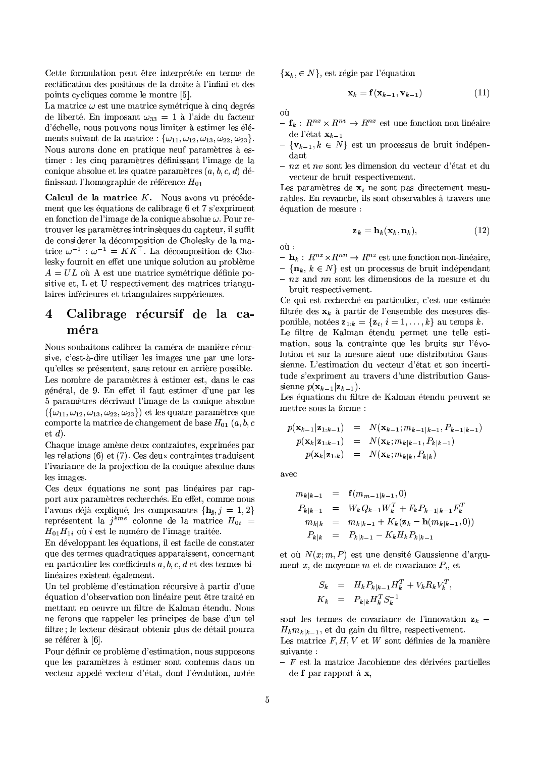Cette formulation peut être interprétée en terme de rectification des positions de la droite à l'infini et des points cycliques comme le montre [5].

La matrice $\omega$ est une matrice symétrique à cinq degrés de liberté. En imposant $\omega_{33} = 1$ à l'aide du facteur d'échelle, nous pouvons nous limiter à estimer les éléments suivant de la matrice : $\{\omega_{11}, \omega_{12}, \omega_{13}, \omega_{22}, \omega_{23}\}$. Nous aurons donc en pratique neuf paramètres à estimer : les cinq paramètres définissant l'image de la conique absolue et les quatre paramètres $(a, b, c, d)$ définissant l'homographie de référence $H_{01}$

**Calcul de la matrice $K$.** Nous avons vu précédement que les équations de calibrage 6 et 7 s'expriment en fonction de l'image de la conique absolue $\omega$. Pour retrouver les paramètres intrinsèques du capteur, il suffit de considerer la décomposition de Cholesky de la matrice $\omega^{-1}$ : $\omega^{-1} = KK^{\top}$. La décomposition de Cholesky fournit en effet une unique solution au problème $A = UL$ où A est une matrice symétrique définie positive et, L et U respectivement des matrices triangulaires inférieures et triangulaires suppérieures.

# 4 Calibrage récursif de la caméra

Nous souhaitons calibrer la caméra de manière récursive, c'est-à-dire utiliser les images une par une lorsqu'elles se présentent, sans retour en arrière possible.

Les nombre de paramètres à estimer est, dans le cas général, de 9. En effet il faut estimer d'une par les 5 paramètres décrivant l'image de la conique absolue $(\{\omega_{11}, \omega_{12}, \omega_{13}, \omega_{22}, \omega_{23}\})$ et les quatre paramètres que comporte la matrice de changement de base $H_{01}$ $(a, b, c$ et $d)$.

Chaque image amène deux contraintes, exprimées par les relations (6) et (7). Ces deux contraintes traduisent l'invariance de la projection de la conique absolue dans les images.

Ces deux équations ne sont pas linéaires par rapport aux paramètres recherchés. En effet, comme nous l'avons déjà expliqué, les composantes $\{\mathbf{h_j}, j = 1, 2\}$ représentent la $j^{\grave{e}me}$ colonne de la matrice $H_{0i} = H_{01}H_{1i}$ où $i$ est le numéro de l'image traitée.

En développant les équations, il est facile de constater que des termes quadratiques apparaissent, concernant en particulier les coefficients $a, b, c, d$ et des termes bilinéaires existent également.

Un tel problème d'estimation récursive à partir d'une équation d'observation non linéaire peut être traité en mettant en oeuvre un filtre de Kalman étendu. Nous ne ferons que rappeler les principes de base d'un tel filtre ; le lecteur désirant obtenir plus de détail pourra se référer à [6].

Pour définir ce problème d'estimation, nous supposons que les paramètres à estimer sont contenus dans un vecteur appelé vecteur d'état, dont l'évolution, notée $\{\mathbf{x}_k, \in N\}$, est régie par l'équation

$$\mathbf{x}_k = \mathbf{f}(\mathbf{x}_{k-1}, \mathbf{v}_{k-1}) \tag{11}$$

où

- $\mathbf{f}_k : R^{nx} \times R^{nv} \to R^{nx}$ est une fonction non linéaire de l'état $\mathbf{x}_{k-1}$
- $\{\mathbf{v}_{k-1}, k \in N\}$ est un processus de bruit indépendant
- $nx$ et $nv$ sont les dimension du vecteur d'état et du vecteur de bruit respectivement.

Les paramètres de $\mathbf{x}_i$ ne sont pas directement mesurables. En revanche, ils sont observables à travers une équation de mesure :

$$\mathbf{z}_k = \mathbf{h}_k(\mathbf{x}_k, \mathbf{n}_k), \tag{12}$$

où :

- $\mathbf{h}_k : R^{nx} \times R^{nn} \to R^{nz}$ est une fonction non-linéaire,
- $\{\mathbf{n}_k, k \in N\}$ est un processus de bruit indépendant
- $nz$ and $nn$ sont les dimensions de la mesure et du bruit respectivement.

Ce qui est recherché en particulier, c'est une estimée filtrée des $\mathbf{x}_k$ à partir de l'ensemble des mesures disponible, notées $\mathbf{z}_{1:k} = \{\mathbf{z}_i, i = 1, \ldots, k\}$ au temps $k$.

Le filtre de Kalman étendu permet une telle estimation, sous la contrainte que les bruits sur l'évolution et sur la mesure aient une distribution Gaussienne. L'estimation du vecteur d'état et son incertitude s'expriment au travers d'une distribution Gaussienne $p(\mathbf{x}_{k-1}|\mathbf{z}_{k-1})$.

Les équations du filtre de Kalman étendu peuvent se mettre sous la forme :

$$\begin{aligned}
p(\mathbf{x}_{k-1}|\mathbf{z}_{1:k-1}) &= N(\mathbf{x}_{k-1}; m_{k-1|k-1}, P_{k-1|k-1}) \\
p(\mathbf{x}_k|\mathbf{z}_{1:k-1}) &= N(\mathbf{x}_k; m_{k|k-1}, P_{k|k-1}) \\
p(\mathbf{x}_k|\mathbf{z}_{1:k}) &= N(\mathbf{x}_k; m_{k|k}, P_{k|k})
\end{aligned}$$

avec

$$\begin{aligned}
m_{k|k-1} &= \mathbf{f}(m_{m-1|k-1}, 0) \\
P_{k|k-1} &= W_k Q_{k-1} W_k^T + F_k P_{k-1|k-1} F_k^T \\
m_{k|k} &= m_{k|k-1} + K_k(\mathbf{z}_k - \mathbf{h}(m_{k|k-1}, 0)) \\
P_{k|k} &= P_{k|k-1} - K_k H_k P_{k|k-1}
\end{aligned}$$

et où $N(x; m, P)$ est une densité Gaussienne d'argument $x$, de moyenne $m$ et de covariance $P$,, et

$$\begin{aligned}
S_k &= H_k P_{k|k-1} H_k^T + V_k R_k V_k^T, \\
K_k &= P_{k|k} H_k^T S_k^{-1}
\end{aligned}$$

sont les termes de covariance de l'innovation $\mathbf{z}_k - H_k m_{k|k-1}$, et du gain du filtre, respectivement.

Les matrices $F, H, V$ et $W$ sont définies de la manière suivante :

- $F$ est la matrice Jacobienne des dérivées partielles de $\mathbf{f}$ par rapport à $\mathbf{x}$,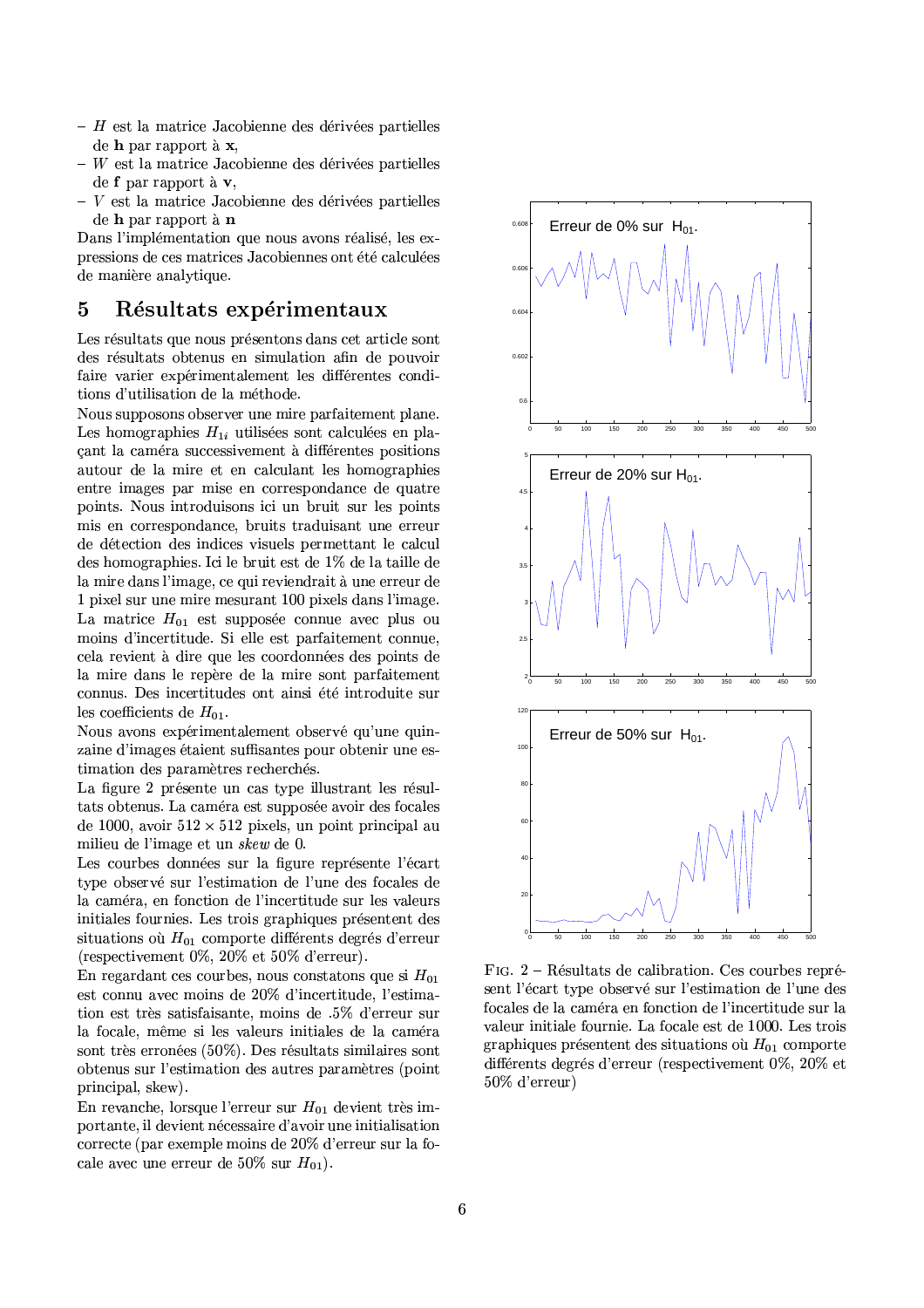- $H$ est la matrice Jacobienne des dérivées partielles de $\mathbf{h}$ par rapport à $\mathbf{x}$,
- $W$ est la matrice Jacobienne des dérivées partielles de $\mathbf{f}$ par rapport à $\mathbf{v}$,
- $V$ est la matrice Jacobienne des dérivées partielles de $\mathbf{h}$ par rapport à $\mathbf{n}$

Dans l'implémentation que nous avons réalisé, les expressions de ces matrices Jacobiennes ont été calculées de manière analytique.

# 5 Résultats expérimentaux

Les résultats que nous présentons dans cet article sont des résultats obtenus en simulation afin de pouvoir faire varier expérimentalement les différentes conditions d'utilisation de la méthode.

Nous supposons observer une mire parfaitement plane. Les homographies $H_{1i}$ utilisées sont calculées en plaçant la caméra successivement à différentes positions autour de la mire et en calculant les homographies entre images par mise en correspondance de quatre points. Nous introduisons ici un bruit sur les points mis en correspondance, bruits traduisant une erreur de détection des indices visuels permettant le calcul des homographies. Ici le bruit est de 1% de la taille de la mire dans l'image, ce qui reviendrait à une erreur de 1 pixel sur une mire mesurant 100 pixels dans l'image.

La matrice $H_{01}$ est supposée connue avec plus ou moins d'incertitude. Si elle est parfaitement connue, cela revient à dire que les coordonnées des points de la mire dans le repère de la mire sont parfaitement connus. Des incertitudes ont ainsi été introduite sur les coefficients de $H_{01}$.

Nous avons expérimentalement observé qu'une quinzaine d'images étaient suffisantes pour obtenir une estimation des paramètres recherchés.

La figure 2 présente un cas type illustrant les résultats obtenus. La caméra est supposée avoir des focales de 1000, avoir $512 \times 512$ pixels, un point principal au milieu de l'image et un *skew* de 0.

Les courbes données sur la figure représente l'écart type observé sur l'estimation de l'une des focales de la caméra, en fonction de l'incertitude sur les valeurs initiales fournies. Les trois graphiques présentent des situations où $H_{01}$ comporte différents degrés d'erreur (respectivement 0%, 20% et 50% d'erreur).

En regardant ces courbes, nous constatons que si $H_{01}$ est connu avec moins de 20% d'incertitude, l'estimation est très satisfaisante, moins de .5% d'erreur sur la focale, même si les valeurs initiales de la caméra sont très erronées (50%). Des résultats similaires sont obtenus sur l'estimation des autres paramètres (point principal, skew).

En revanche, lorsque l'erreur sur $H_{01}$ devient très importante, il devient nécessaire d'avoir une initialisation correcte (par exemple moins de 20% d'erreur sur la focale avec une erreur de 50% sur $H_{01}$).

FIG. 2 – Résultats de calibration. Ces courbes représent l'écart type observé sur l'estimation de l'une des focales de la caméra en fonction de l'incertitude sur la valeur initiale fournie. La focale est de 1000. Les trois graphiques présentent des situations où $H_{01}$ comporte différents degrés d'erreur (respectivement 0%, 20% et 50% d'erreur)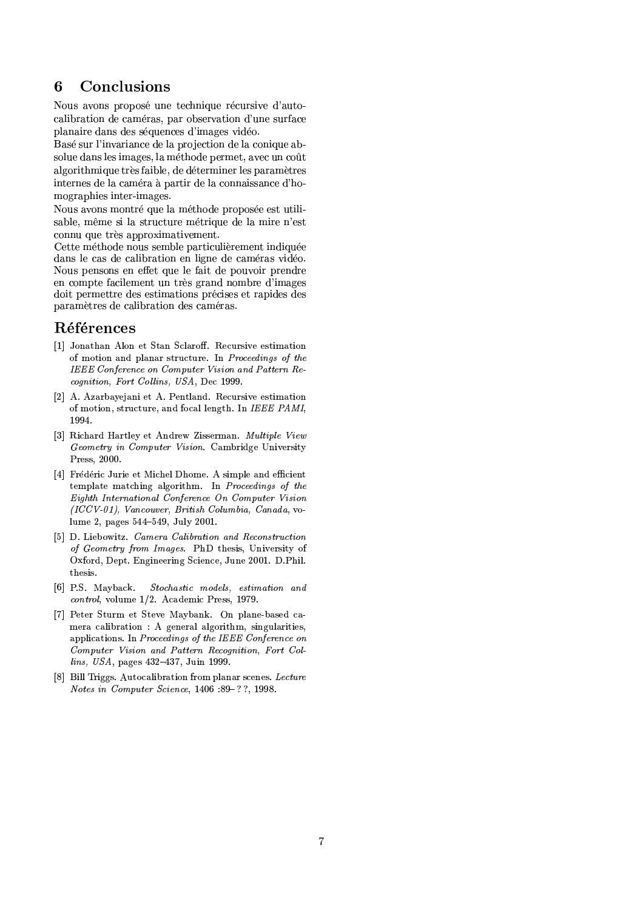## 6 Conclusions

Nous avons proposé une technique récursive d'auto-calibration de caméras, par observation d'une surface planaire dans des séquences d'images vidéo.

Basé sur l'invariance de la projection de la conique absolue dans les images, la méthode permet, avec un coût algorithmique très faible, de déterminer les paramètres internes de la caméra à partir de la connaissance d'homographies inter-images.

Nous avons montré que la méthode proposée est utilisable, même si la structure métrique de la mire n'est connu que très approximativement.

Cette méthode nous semble particulièrement indiquée dans le cas de calibration en ligne de caméras vidéo. Nous pensons en effet que le fait de pouvoir prendre en compte facilement un très grand nombre d'images doit permettre des estimations précises et rapides des paramètres de calibration des caméras.

## Références

[1] Jonathan Alon et Stan Sclaroff. Recursive estimation of motion and planar structure. In *Proceedings of the IEEE Conference on Computer Vision and Pattern Recognition, Fort Collins, USA*, Dec 1999.

[2] A. Azarbayejani et A. Pentland. Recursive estimation of motion, structure, and focal length. In *IEEE PAMI*, 1994.

[3] Richard Hartley et Andrew Zisserman. *Multiple View Geometry in Computer Vision*. Cambridge University Press, 2000.

[4] Frédéric Jurie et Michel Dhome. A simple and efficient template matching algorithm. In *Proceedings of the Eighth International Conference On Computer Vision (ICCV-01), Vancouver, British Columbia, Canada*, volume 2, pages 544–549, July 2001.

[5] D. Liebowitz. *Camera Calibration and Reconstruction of Geometry from Images*. PhD thesis, University of Oxford, Dept. Engineering Science, June 2001. D.Phil. thesis.

[6] P.S. Mayback. *Stochastic models, estimation and control*, volume 1/2. Academic Press, 1979.

[7] Peter Sturm et Steve Maybank. On plane-based camera calibration : A general algorithm, singularities, applications. In *Proceedings of the IEEE Conference on Computer Vision and Pattern Recognition, Fort Collins, USA*, pages 432–437, Juin 1999.

[8] Bill Triggs. Autocalibration from planar scenes. *Lecture Notes in Computer Science*, 1406 :89– ? ?, 1998.